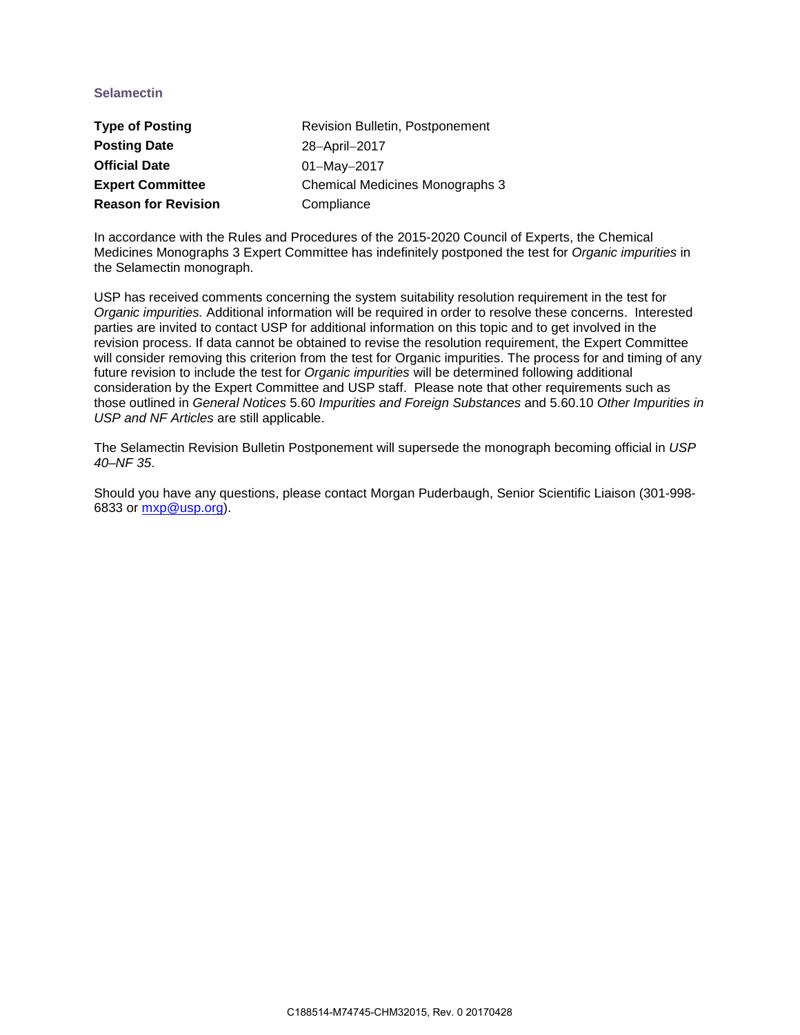## Selamectin

| | |
|---|---|
| **Type of Posting** | Revision Bulletin, Postponement |
| **Posting Date** | 28–April–2017 |
| **Official Date** | 01–May–2017 |
| **Expert Committee** | Chemical Medicines Monographs 3 |
| **Reason for Revision** | Compliance |

In accordance with the Rules and Procedures of the 2015-2020 Council of Experts, the Chemical Medicines Monographs 3 Expert Committee has indefinitely postponed the test for *Organic impurities* in the Selamectin monograph.

USP has received comments concerning the system suitability resolution requirement in the test for *Organic impurities.* Additional information will be required in order to resolve these concerns. Interested parties are invited to contact USP for additional information on this topic and to get involved in the revision process. If data cannot be obtained to revise the resolution requirement, the Expert Committee will consider removing this criterion from the test for Organic impurities. The process for and timing of any future revision to include the test for *Organic impurities* will be determined following additional consideration by the Expert Committee and USP staff. Please note that other requirements such as those outlined in *General Notices* 5.60 *Impurities and Foreign Substances* and 5.60.10 *Other Impurities in USP and NF Articles* are still applicable.

The Selamectin Revision Bulletin Postponement will supersede the monograph becoming official in *USP 40–NF 35*.

Should you have any questions, please contact Morgan Puderbaugh, Senior Scientific Liaison (301-998-6833 or mxp@usp.org).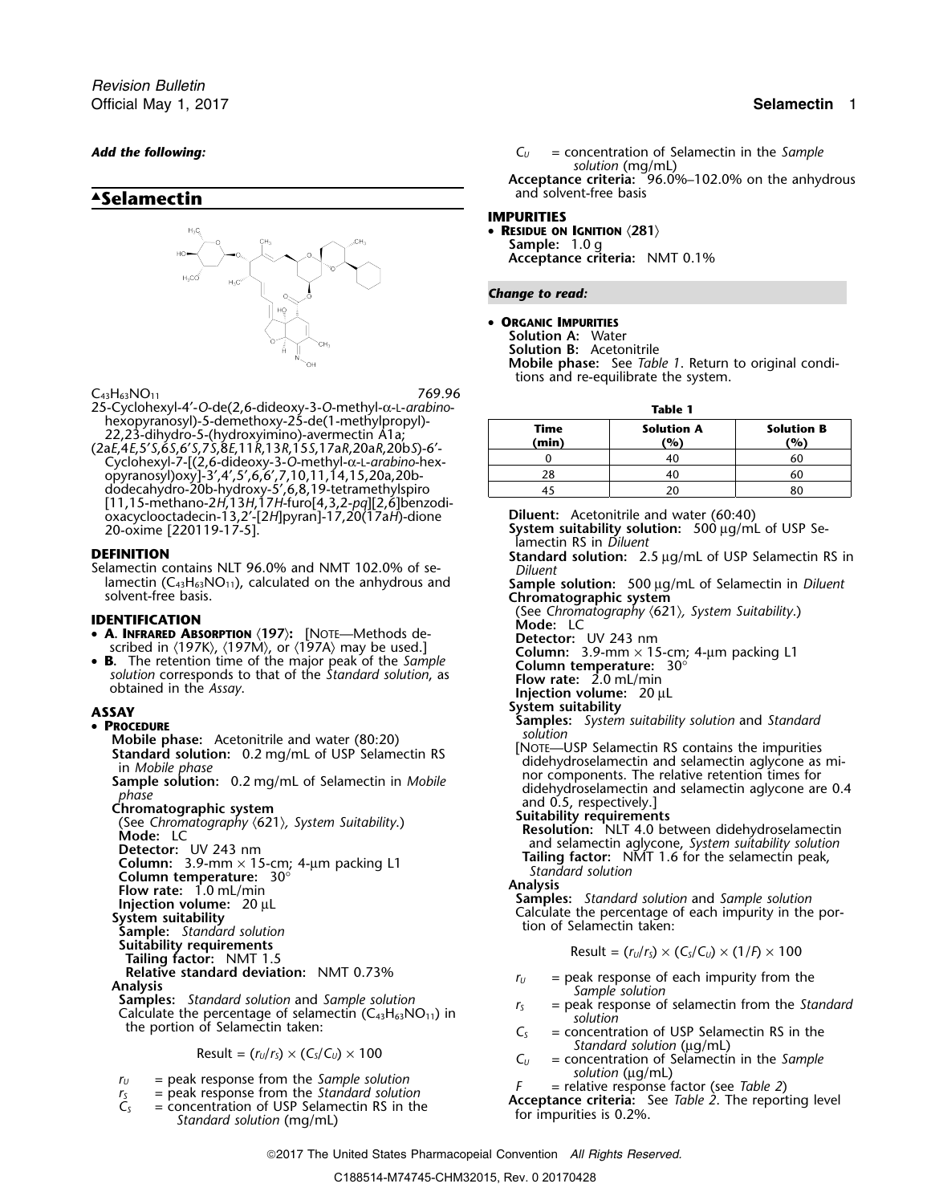*Add the following:*

# ▲Selamectin

$C_{43}H_{63}NO_{11}$ 769.96

25-Cyclohexyl-4′-*O*-de(2,6-dideoxy-3-*O*-methyl-α-L-*arabino*-hexopyranosyl)-5-demethoxy-25-de(1-methylpropyl)-22,23-dihydro-5-(hydroxyimino)-avermectin A1a;

(2a*E*,4*E*,5′*S*,6*S*,6′*S*,7*S*,8*E*,11*R*,13*R*,15*S*,17a*R*,20a*R*,20b*S*)-6′-Cyclohexyl-7-[(2,6-dideoxy-3-*O*-methyl-α-L-*arabino*-hexopyranosyl)oxy]-3′,4′,5′,6,6′,7,10,11,14,15,20a,20b-dodecahydro-20b-hydroxy-5′,6,8,19-tetramethylspiro[11,15-methano-2*H*,13*H*,17*H*-furo[4,3,2-*pq*][2,6]benzodioxacyclooctadecin-13,2′-[2*H*]pyran]-17,20(17a*H*)-dione 20-oxime [220119-17-5].

## DEFINITION

Selamectin contains NLT 96.0% and NMT 102.0% of selamectin ($C_{43}H_{63}NO_{11}$), calculated on the anhydrous and solvent-free basis.

## IDENTIFICATION

- **A. Infrared Absorption** 〈197〉: [Note—Methods described in 〈197K〉, 〈197M〉, or 〈197A〉 may be used.]
- **B.** The retention time of the major peak of the *Sample solution* corresponds to that of the *Standard solution*, as obtained in the *Assay*.

## ASSAY

- **Procedure**

**Mobile phase:** Acetonitrile and water (80:20)

**Standard solution:** 0.2 mg/mL of USP Selamectin RS in *Mobile phase*

**Sample solution:** 0.2 mg/mL of Selamectin in *Mobile phase*

**Chromatographic system**

(See *Chromatography* 〈621〉, *System Suitability*.)

**Mode:** LC

**Detector:** UV 243 nm

**Column:** 3.9-mm × 15-cm; 4-µm packing L1

**Column temperature:** 30°

**Flow rate:** 1.0 mL/min

**Injection volume:** 20 µL

**System suitability**

**Sample:** *Standard solution*

**Suitability requirements**

**Tailing factor:** NMT 1.5

**Relative standard deviation:** NMT 0.73%

**Analysis**

**Samples:** *Standard solution* and *Sample solution*

Calculate the percentage of selamectin ($C_{43}H_{63}NO_{11}$) in the portion of Selamectin taken:

$$\text{Result} = (r_U/r_S) \times (C_S/C_U) \times 100$$

$r_U$ = peak response from the *Sample solution*

$r_S$ = peak response from the *Standard solution*

$C_S$ = concentration of USP Selamectin RS in the *Standard solution* (mg/mL)

$C_U$ = concentration of Selamectin in the *Sample solution* (mg/mL)

**Acceptance criteria:** 96.0%–102.0% on the anhydrous and solvent-free basis

## IMPURITIES

- **Residue on Ignition** 〈281〉

**Sample:** 1.0 g

**Acceptance criteria:** NMT 0.1%

*Change to read:*

- **Organic Impurities**

**Solution A:** Water

**Solution B:** Acetonitrile

**Mobile phase:** See *Table 1*. Return to original conditions and re-equilibrate the system.

**Table 1**

| Time (min) | Solution A (%) | Solution B (%) |
|---|---|---|
| 0 | 40 | 60 |
| 28 | 40 | 60 |
| 45 | 20 | 80 |

**Diluent:** Acetonitrile and water (60:40)

**System suitability solution:** 500 µg/mL of USP Selamectin RS in *Diluent*

**Standard solution:** 2.5 µg/mL of USP Selamectin RS in *Diluent*

**Sample solution:** 500 µg/mL of Selamectin in *Diluent*

**Chromatographic system**

(See *Chromatography* 〈621〉, *System Suitability*.)

**Mode:** LC

**Detector:** UV 243 nm

**Column:** 3.9-mm × 15-cm; 4-µm packing L1

**Column temperature:** 30°

**Flow rate:** 2.0 mL/min

**Injection volume:** 20 µL

**System suitability**

**Samples:** *System suitability solution* and *Standard solution*

[Note—USP Selamectin RS contains the impurities didehydroselamectin and selamectin aglycone as minor components. The relative retention times for didehydroselamectin and selamectin aglycone are 0.4 and 0.5, respectively.]

**Suitability requirements**

**Resolution:** NLT 4.0 between didehydroselamectin and selamectin aglycone, *System suitability solution*

**Tailing factor:** NMT 1.6 for the selamectin peak, *Standard solution*

**Analysis**

**Samples:** *Standard solution* and *Sample solution*

Calculate the percentage of each impurity in the portion of Selamectin taken:

$$\text{Result} = (r_U/r_S) \times (C_S/C_U) \times (1/F) \times 100$$

$r_U$ = peak response of each impurity from the *Sample solution*

$r_S$ = peak response of selamectin from the *Standard solution*

$C_S$ = concentration of USP Selamectin RS in the *Standard solution* (µg/mL)

$C_U$ = concentration of Selamectin in the *Sample solution* (µg/mL)

$F$ = relative response factor (see *Table 2*)

**Acceptance criteria:** See *Table 2*. The reporting level for impurities is 0.2%.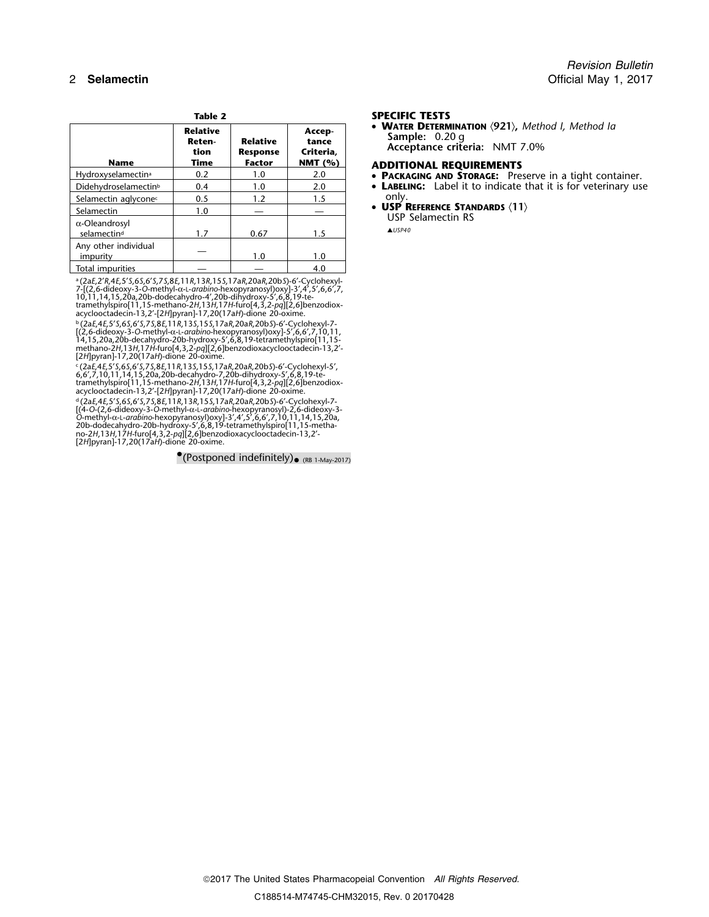**Table 2**

| Name | Relative Retention Time | Relative Response Factor | Acceptance Criteria, NMT (%) |
|---|---|---|---|
| Hydroxyselamectin[a] | 0.2 | 1.0 | 2.0 |
| Didehydroselamectin[b] | 0.4 | 1.0 | 2.0 |
| Selamectin aglycone[c] | 0.5 | 1.2 | 1.5 |
| Selamectin | 1.0 | — | — |
| α-Oleandrosyl selamectin[d] | 1.7 | 0.67 | 1.5 |
| Any other individual impurity | — | 1.0 | 1.0 |
| Total impurities | — | — | 4.0 |

[a] (2a*E*,2′*R*,4*E*,5′*S*,6*S*,6′*S*,7*S*,8*E*,11*R*,13*R*,15*S*,17a*R*,20a*R*,20b*S*)-6′-Cyclohexyl-7-[(2,6-dideoxy-3-*O*-methyl-α-L-*arabino*-hexopyranosyl)oxy]-3′,4′,5′,6,6′,7,10,11,14,15,20a,20b-dodecahydro-4′,20b-dihydroxy-5′,6,8,19-tetramethylspiro[11,15-methano-2*H*,13*H*,17*H*-furo[4,3,2-*pq*][2,6]benzodioxacyclooctadecin-13,2′-[2*H*]pyran]-17,20(17a*H*)-dione 20-oxime.

[b] (2a*E*,4*E*,5′*S*,6*S*,6′*S*,7*S*,8*E*,11*R*,13*S*,15*S*,17a*R*,20a*R*,20b*S*)-6′-Cyclohexyl-7-[(2,6-dideoxy-3-*O*-methyl-α-L-*arabino*-hexopyranosyl)oxy]-5′,6,6′,7,10,11,14,15,20a,20b-decahydro-20b-hydroxy-5′,6,8,19-tetramethylspiro[11,15-methano-2*H*,13*H*,17*H*-furo[4,3,2-*pq*][2,6]benzodioxacyclooctadecin-13,2′-[2*H*]pyran]-17,20(17a*H*)-dione 20-oxime.

[c] (2a*E*,4*E*,5′*S*,6*S*,6′*S*,7*S*,8*E*,11*R*,13*S*,15*S*,17a*R*,20a*R*,20b*S*)-6′-Cyclohexyl-5′,6,6′,7,10,11,14,15,20a,20b-decahydro-7,20b-dihydroxy-5′,6,8,19-tetramethylspiro[11,15-methano-2*H*,13*H*,17*H*-furo[4,3,2-*pq*][2,6]benzodioxacyclooctadecin-13,2′-[2*H*]pyran]-17,20(17a*H*)-dione 20-oxime.

[d] (2a*E*,4*E*,5′*S*,6*S*,6′*S*,7*S*,8*E*,11*R*,13*R*,15*S*,17a*R*,20a*R*,20b*S*)-6′-Cyclohexyl-7-[(4-*O*-(2,6-dideoxy-3-*O*-methyl-α-L-*arabino*-hexopyranosyl)-2,6-dideoxy-3-*O*-methyl-α-L-*arabino*-hexopyranosyl)oxy]-3′,4′,5′,6,6′,7,10,11,14,15,20a,20b-dodecahydro-20b-hydroxy-5′,6,8,19-tetramethylspiro[11,15-methano-2*H*,13*H*,17*H*-furo[4,3,2-*pq*][2,6]benzodioxacyclooctadecin-13,2′-[2*H*]pyran]-17,20(17a*H*)-dione 20-oxime.

•(Postponed indefinitely)• (RB 1-May-2017)

## SPECIFIC TESTS

- **Water Determination** ⟨921⟩, *Method I, Method Ia*
  - **Sample:** 0.20 g
  - **Acceptance criteria:** NMT 7.0%

## ADDITIONAL REQUIREMENTS

- **Packaging and Storage:** Preserve in a tight container.
- **Labeling:** Label it to indicate that it is for veterinary use only.
- **USP Reference Standards** ⟨11⟩
  USP Selamectin RS
  ▲USP40